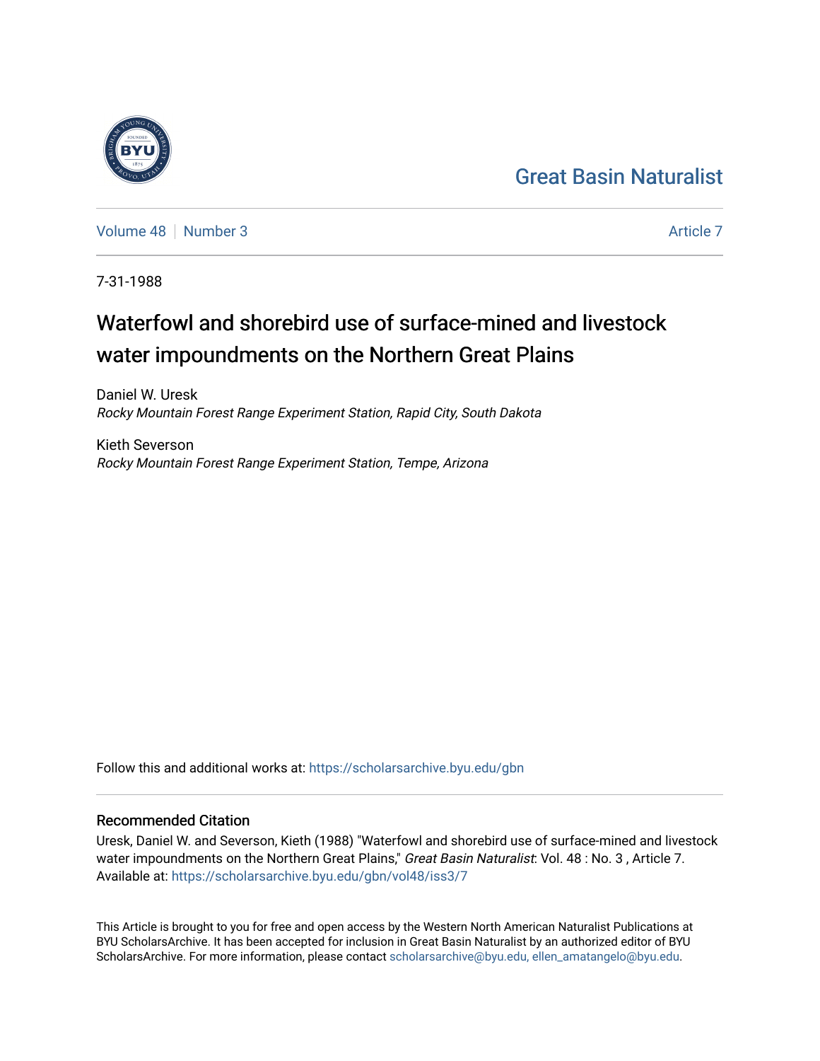Great Basin Naturalist

Volume 48 | Number 3 | Article 7

7-31-1988

# Waterfowl and shorebird use of surface-mined and livestock water impoundments on the Northern Great Plains

Daniel W. Uresk
*Rocky Mountain Forest Range Experiment Station, Rapid City, South Dakota*

Kieth Severson
*Rocky Mountain Forest Range Experiment Station, Tempe, Arizona*

Follow this and additional works at: https://scholarsarchive.byu.edu/gbn

## Recommended Citation

Uresk, Daniel W. and Severson, Kieth (1988) "Waterfowl and shorebird use of surface-mined and livestock water impoundments on the Northern Great Plains," *Great Basin Naturalist*: Vol. 48 : No. 3 , Article 7.
Available at: https://scholarsarchive.byu.edu/gbn/vol48/iss3/7

This Article is brought to you for free and open access by the Western North American Naturalist Publications at BYU ScholarsArchive. It has been accepted for inclusion in Great Basin Naturalist by an authorized editor of BYU ScholarsArchive. For more information, please contact scholarsarchive@byu.edu, ellen_amatangelo@byu.edu.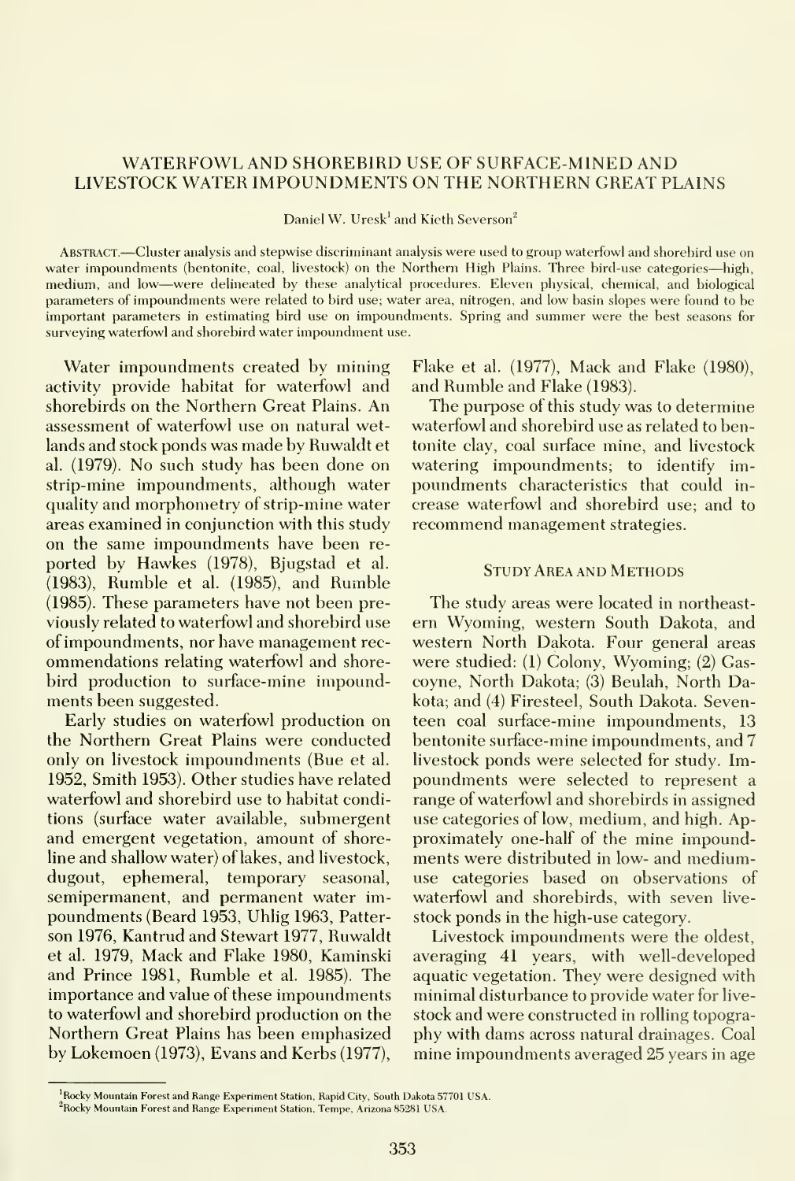# WATERFOWL AND SHOREBIRD USE OF SURFACE-MINED AND LIVESTOCK WATER IMPOUNDMENTS ON THE NORTHERN GREAT PLAINS

Daniel W. Uresk[1] and Kieth Severson[2]

ABSTRACT.—Cluster analysis and stepwise discriminant analysis were used to group waterfowl and shorebird use on water impoundments (bentonite, coal, livestock) on the Northern High Plains. Three bird-use categories—high, medium, and low—were delineated by these analytical procedures. Eleven physical, chemical, and biological parameters of impoundments were related to bird use; water area, nitrogen, and low basin slopes were found to be important parameters in estimating bird use on impoundments. Spring and summer were the best seasons for surveying waterfowl and shorebird water impoundment use.

Water impoundments created by mining activity provide habitat for waterfowl and shorebirds on the Northern Great Plains. An assessment of waterfowl use on natural wetlands and stock ponds was made by Ruwaldt et al. (1979). No such study has been done on strip-mine impoundments, although water quality and morphometry of strip-mine water areas examined in conjunction with this study on the same impoundments have been reported by Hawkes (1978), Bjugstad et al. (1983), Rumble et al. (1985), and Rumble (1985). These parameters have not been previously related to waterfowl and shorebird use of impoundments, nor have management recommendations relating waterfowl and shorebird production to surface-mine impoundments been suggested.

Early studies on waterfowl production on the Northern Great Plains were conducted only on livestock impoundments (Bue et al. 1952, Smith 1953). Other studies have related waterfowl and shorebird use to habitat conditions (surface water available, submergent and emergent vegetation, amount of shoreline and shallow water) of lakes, and livestock, dugout, ephemeral, temporary seasonal, semipermanent, and permanent water impoundments (Beard 1953, Uhlig 1963, Patterson 1976, Kantrud and Stewart 1977, Ruwaldt et al. 1979, Mack and Flake 1980, Kaminski and Prince 1981, Rumble et al. 1985). The importance and value of these impoundments to waterfowl and shorebird production on the Northern Great Plains has been emphasized by Lokemoen (1973), Evans and Kerbs (1977), Flake et al. (1977), Mack and Flake (1980), and Rumble and Flake (1983).

The purpose of this study was to determine waterfowl and shorebird use as related to bentonite clay, coal surface mine, and livestock watering impoundments; to identify impoundments characteristics that could increase waterfowl and shorebird use; and to recommend management strategies.

## Study Area and Methods

The study areas were located in northeastern Wyoming, western South Dakota, and western North Dakota. Four general areas were studied: (1) Colony, Wyoming; (2) Gascoyne, North Dakota; (3) Beulah, North Dakota; and (4) Firesteel, South Dakota. Seventeen coal surface-mine impoundments, 13 bentonite surface-mine impoundments, and 7 livestock ponds were selected for study. Impoundments were selected to represent a range of waterfowl and shorebirds in assigned use categories of low, medium, and high. Approximately one-half of the mine impoundments were distributed in low- and medium-use categories based on observations of waterfowl and shorebirds, with seven livestock ponds in the high-use category.

Livestock impoundments were the oldest, averaging 41 years, with well-developed aquatic vegetation. They were designed with minimal disturbance to provide water for livestock and were constructed in rolling topography with dams across natural drainages. Coal mine impoundments averaged 25 years in age

[1]Rocky Mountain Forest and Range Experiment Station, Rapid City, South Dakota 57701 USA.
[2]Rocky Mountain Forest and Range Experiment Station, Tempe, Arizona 85281 USA.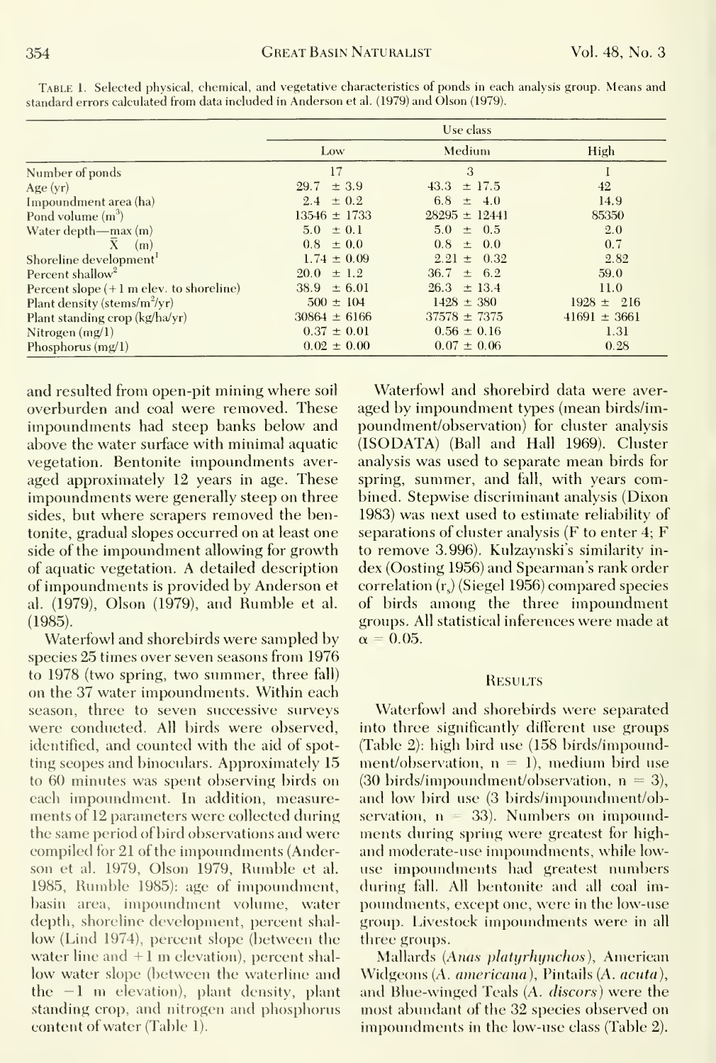Table 1. Selected physical, chemical, and vegetative characteristics of ponds in each analysis group. Means and standard errors calculated from data included in Anderson et al. (1979) and Olson (1979).

| | Use class | | |
|---|---|---|---|
| | Low | Medium | High |
| Number of ponds | 17 | 3 | 1 |
| Age (yr) | 29.7 ± 3.9 | 43.3 ± 17.5 | 42 |
| Impoundment area (ha) | 2.4 ± 0.2 | 6.8 ± 4.0 | 14.9 |
| Pond volume ($m^3$) | 13546 ± 1733 | 28295 ± 12441 | 85350 |
| Water depth—max (m) | 5.0 ± 0.1 | 5.0 ± 0.5 | 2.0 |
| $\bar{X}$ (m) | 0.8 ± 0.0 | 0.8 ± 0.0 | 0.7 |
| Shoreline development[1] | 1.74 ± 0.09 | 2.21 ± 0.32 | 2.82 |
| Percent shallow[2] | 20.0 ± 1.2 | 36.7 ± 6.2 | 59.0 |
| Percent slope (+1 m elev. to shoreline) | 38.9 ± 6.01 | 26.3 ± 13.4 | 11.0 |
| Plant density ($stems/m^2/yr$) | 500 ± 104 | 1428 ± 380 | 1928 ± 216 |
| Plant standing crop (kg/ha/yr) | 30864 ± 6166 | 37578 ± 7375 | 41691 ± 3661 |
| Nitrogen (mg/l) | 0.37 ± 0.01 | 0.56 ± 0.16 | 1.31 |
| Phosphorus (mg/l) | 0.02 ± 0.00 | 0.07 ± 0.06 | 0.28 |

and resulted from open-pit mining where soil overburden and coal were removed. These impoundments had steep banks below and above the water surface with minimal aquatic vegetation. Bentonite impoundments averaged approximately 12 years in age. These impoundments were generally steep on three sides, but where scrapers removed the bentonite, gradual slopes occurred on at least one side of the impoundment allowing for growth of aquatic vegetation. A detailed description of impoundments is provided by Anderson et al. (1979), Olson (1979), and Rumble et al. (1985).

Waterfowl and shorebirds were sampled by species 25 times over seven seasons from 1976 to 1978 (two spring, two summer, three fall) on the 37 water impoundments. Within each season, three to seven successive surveys were conducted. All birds were observed, identified, and counted with the aid of spotting scopes and binoculars. Approximately 15 to 60 minutes was spent observing birds on each impoundment. In addition, measurements of 12 parameters were collected during the same period of bird observations and were compiled for 21 of the impoundments (Anderson et al. 1979, Olson 1979, Rumble et al. 1985, Rumble 1985): age of impoundment, basin area, impoundment volume, water depth, shoreline development, percent shallow (Lind 1974), percent slope (between the water line and +1 m elevation), percent shallow water slope (between the waterline and the −1 m elevation), plant density, plant standing crop, and nitrogen and phosphorus content of water (Table 1).

Waterfowl and shorebird data were averaged by impoundment types (mean birds/impoundment/observation) for cluster analysis (ISODATA) (Ball and Hall 1969). Cluster analysis was used to separate mean birds for spring, summer, and fall, with years combined. Stepwise discriminant analysis (Dixon 1983) was next used to estimate reliability of separations of cluster analysis (F to enter 4; F to remove 3.996). Kulzaynski's similarity index (Oosting 1956) and Spearman's rank order correlation ($r_s$) (Siegel 1956) compared species of birds among the three impoundment groups. All statistical inferences were made at $\alpha = 0.05$.

## Results

Waterfowl and shorebirds were separated into three significantly different use groups (Table 2): high bird use (158 birds/impoundment/observation, $n = 1$), medium bird use (30 birds/impoundment/observation, $n = 3$), and low bird use (3 birds/impoundment/observation, $n = 33$). Numbers on impoundments during spring were greatest for high- and moderate-use impoundments, while low-use impoundments had greatest numbers during fall. All bentonite and all coal impoundments, except one, were in the low-use group. Livestock impoundments were in all three groups.

Mallards (*Anas platyrhynchos*), American Widgeons (*A. americana*), Pintails (*A. acuta*), and Blue-winged Teals (*A. discors*) were the most abundant of the 32 species observed on impoundments in the low-use class (Table 2).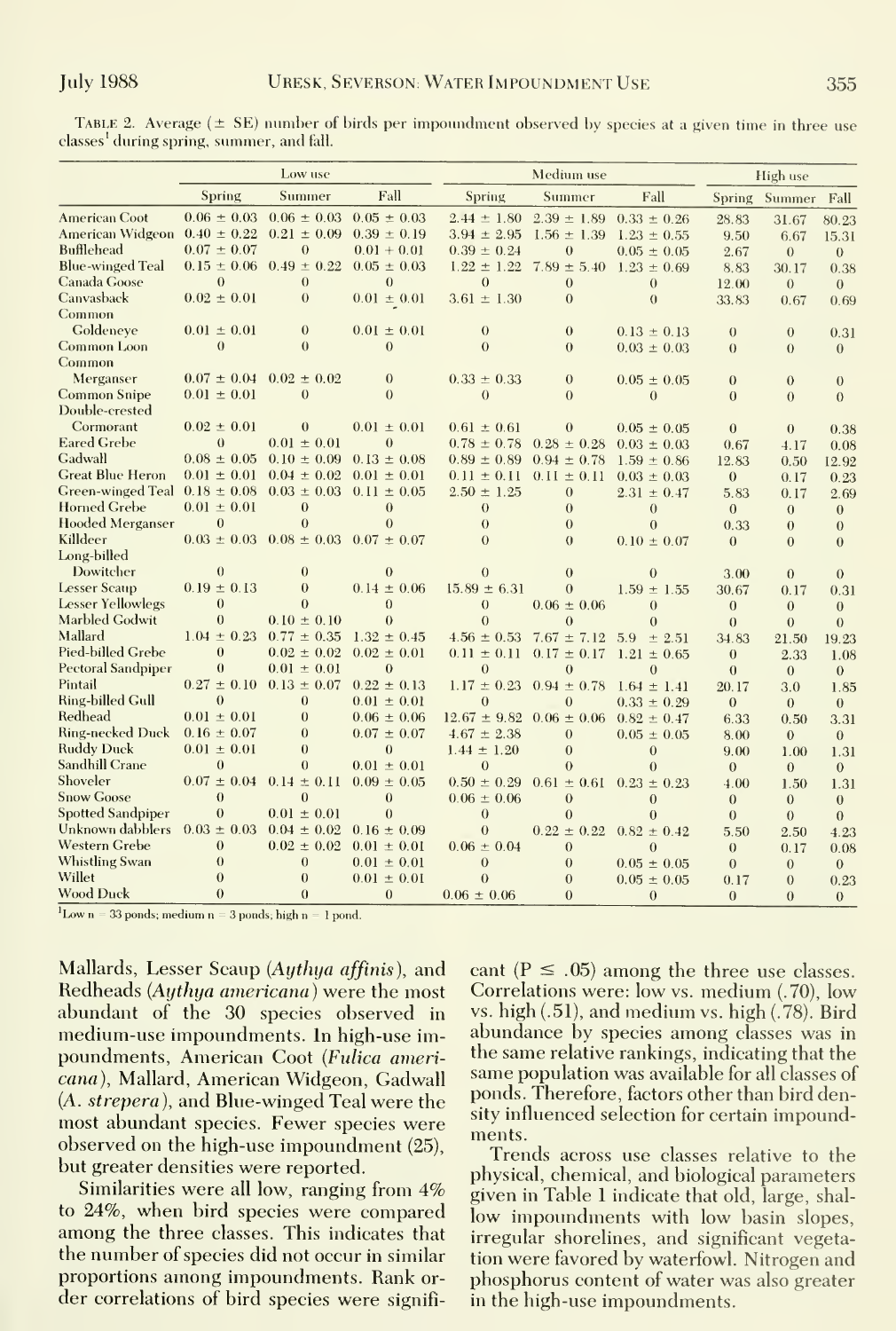Table 2. Average (± SE) number of birds per impoundment observed by species at a given time in three use classes[1] during spring, summer, and fall.

| | Low use | | | Medium use | | | High use | | |
|---|---|---|---|---|---|---|---|---|---|
| | Spring | Summer | Fall | Spring | Summer | Fall | Spring | Summer | Fall |
| American Coot | 0.06 ± 0.03 | 0.06 ± 0.03 | 0.05 ± 0.03 | 2.44 ± 1.80 | 2.39 ± 1.89 | 0.33 ± 0.26 | 28.83 | 31.67 | 80.23 |
| American Widgeon | 0.40 ± 0.22 | 0.21 ± 0.09 | 0.39 ± 0.19 | 3.94 ± 2.95 | 1.56 ± 1.39 | 1.23 ± 0.55 | 9.50 | 6.67 | 15.31 |
| Bufflehead | 0.07 ± 0.07 | 0 | 0.01 + 0.01 | 0.39 ± 0.24 | 0 | 0.05 ± 0.05 | 2.67 | 0 | 0 |
| Blue-winged Teal | 0.15 ± 0.06 | 0.49 ± 0.22 | 0.05 ± 0.03 | 1.22 ± 1.22 | 7.89 ± 5.40 | 1.23 ± 0.69 | 8.83 | 30.17 | 0.38 |
| Canada Goose | 0 | 0 | 0 | 0 | 0 | 0 | 12.00 | 0 | 0 |
| Canvasback | 0.02 ± 0.01 | 0 | 0.01 ± 0.01 | 3.61 ± 1.30 | 0 | 0 | 33.83 | 0.67 | 0.69 |
| Common Goldeneye | 0.01 ± 0.01 | 0 | 0.01 ± 0.01 | 0 | 0 | 0.13 ± 0.13 | 0 | 0 | 0.31 |
| Common Loon | 0 | 0 | 0 | 0 | 0 | 0.03 ± 0.03 | 0 | 0 | 0 |
| Common Merganser | 0.07 ± 0.04 | 0.02 ± 0.02 | 0 | 0.33 ± 0.33 | 0 | 0.05 ± 0.05 | 0 | 0 | 0 |
| Common Snipe | 0.01 ± 0.01 | 0 | 0 | 0 | 0 | 0 | 0 | 0 | 0 |
| Double-crested Cormorant | 0.02 ± 0.01 | 0 | 0.01 ± 0.01 | 0.61 ± 0.61 | 0 | 0.05 ± 0.05 | 0 | 0 | 0.38 |
| Eared Grebe | 0 | 0.01 ± 0.01 | 0 | 0.78 ± 0.78 | 0.28 ± 0.28 | 0.03 ± 0.03 | 0.67 | 4.17 | 0.08 |
| Gadwall | 0.08 ± 0.05 | 0.10 ± 0.09 | 0.13 ± 0.08 | 0.89 ± 0.89 | 0.94 ± 0.78 | 1.59 ± 0.86 | 12.83 | 0.50 | 12.92 |
| Great Blue Heron | 0.01 ± 0.01 | 0.04 ± 0.02 | 0.01 ± 0.01 | 0.11 ± 0.11 | 0.11 ± 0.11 | 0.03 ± 0.03 | 0 | 0.17 | 0.23 |
| Green-winged Teal | 0.18 ± 0.08 | 0.03 ± 0.03 | 0.11 ± 0.05 | 2.50 ± 1.25 | 0 | 2.31 ± 0.47 | 5.83 | 0.17 | 2.69 |
| Horned Grebe | 0.01 ± 0.01 | 0 | 0 | 0 | 0 | 0 | 0 | 0 | 0 |
| Hooded Merganser | 0 | 0 | 0 | 0 | 0 | 0 | 0.33 | 0 | 0 |
| Killdeer | 0.03 ± 0.03 | 0.08 ± 0.03 | 0.07 ± 0.07 | 0 | 0 | 0.10 ± 0.07 | 0 | 0 | 0 |
| Long-billed Dowitcher | 0 | 0 | 0 | 0 | 0 | 0 | 3.00 | 0 | 0 |
| Lesser Scaup | 0.19 ± 0.13 | 0 | 0.14 ± 0.06 | 15.89 ± 6.31 | 0 | 1.59 ± 1.55 | 30.67 | 0.17 | 0.31 |
| Lesser Yellowlegs | 0 | 0 | 0 | 0 | 0.06 ± 0.06 | 0 | 0 | 0 | 0 |
| Marbled Godwit | 0 | 0.10 ± 0.10 | 0 | 0 | 0 | 0 | 0 | 0 | 0 |
| Mallard | 1.04 ± 0.23 | 0.77 ± 0.35 | 1.32 ± 0.45 | 4.56 ± 0.53 | 7.67 ± 7.12 | 5.9 ± 2.51 | 34.83 | 21.50 | 19.23 |
| Pied-billed Grebe | 0 | 0.02 ± 0.02 | 0.02 ± 0.01 | 0.11 ± 0.11 | 0.17 ± 0.17 | 1.21 ± 0.65 | 0 | 2.33 | 1.08 |
| Pectoral Sandpiper | 0 | 0.01 ± 0.01 | 0 | 0 | 0 | 0 | 0 | 0 | 0 |
| Pintail | 0.27 ± 0.10 | 0.13 ± 0.07 | 0.22 ± 0.13 | 1.17 ± 0.23 | 0.94 ± 0.78 | 1.64 ± 1.41 | 20.17 | 3.0 | 1.85 |
| Ring-billed Gull | 0 | 0 | 0.01 ± 0.01 | 0 | 0 | 0.33 ± 0.29 | 0 | 0 | 0 |
| Redhead | 0.01 ± 0.01 | 0 | 0.06 ± 0.06 | 12.67 ± 9.82 | 0.06 ± 0.06 | 0.82 ± 0.47 | 6.33 | 0.50 | 3.31 |
| Ring-necked Duck | 0.16 ± 0.07 | 0 | 0.07 ± 0.07 | 4.67 ± 2.38 | 0 | 0.05 ± 0.05 | 8.00 | 0 | 0 |
| Ruddy Duck | 0.01 ± 0.01 | 0 | 0 | 1.44 ± 1.20 | 0 | 0 | 9.00 | 1.00 | 1.31 |
| Sandhill Crane | 0 | 0 | 0.01 ± 0.01 | 0 | 0 | 0 | 0 | 0 | 0 |
| Shoveler | 0.07 ± 0.04 | 0.14 ± 0.11 | 0.09 ± 0.05 | 0.50 ± 0.29 | 0.61 ± 0.61 | 0.23 ± 0.23 | 4.00 | 1.50 | 1.31 |
| Snow Goose | 0 | 0 | 0 | 0.06 ± 0.06 | 0 | 0 | 0 | 0 | 0 |
| Spotted Sandpiper | 0 | 0.01 ± 0.01 | 0 | 0 | 0 | 0 | 0 | 0 | 0 |
| Unknown dabblers | 0.03 ± 0.03 | 0.04 ± 0.02 | 0.16 ± 0.09 | 0 | 0.22 ± 0.22 | 0.82 ± 0.42 | 5.50 | 2.50 | 4.23 |
| Western Grebe | 0 | 0.02 ± 0.02 | 0.01 ± 0.01 | 0.06 ± 0.04 | 0 | 0 | 0 | 0.17 | 0.08 |
| Whistling Swan | 0 | 0 | 0.01 ± 0.01 | 0 | 0 | 0.05 ± 0.05 | 0 | 0 | 0 |
| Willet | 0 | 0 | 0.01 ± 0.01 | 0 | 0 | 0.05 ± 0.05 | 0.17 | 0 | 0.23 |
| Wood Duck | 0 | 0 | 0 | 0.06 ± 0.06 | 0 | 0 | 0 | 0 | 0 |

[1]Low n = 33 ponds; medium n = 3 ponds; high n = 1 pond.

Mallards, Lesser Scaup (*Aythya affinis*), and Redheads (*Aythya americana*) were the most abundant of the 30 species observed in medium-use impoundments. In high-use impoundments, American Coot (*Fulica americana*), Mallard, American Widgeon, Gadwall (*A. strepera*), and Blue-winged Teal were the most abundant species. Fewer species were observed on the high-use impoundment (25), but greater densities were reported.

Similarities were all low, ranging from 4% to 24%, when bird species were compared among the three classes. This indicates that the number of species did not occur in similar proportions among impoundments. Rank order correlations of bird species were significant ($P \leq .05$) among the three use classes. Correlations were: low vs. medium (.70), low vs. high (.51), and medium vs. high (.78). Bird abundance by species among classes was in the same relative rankings, indicating that the same population was available for all classes of ponds. Therefore, factors other than bird density influenced selection for certain impoundments.

Trends across use classes relative to the physical, chemical, and biological parameters given in Table 1 indicate that old, large, shallow impoundments with low basin slopes, irregular shorelines, and significant vegetation were favored by waterfowl. Nitrogen and phosphorus content of water was also greater in the high-use impoundments.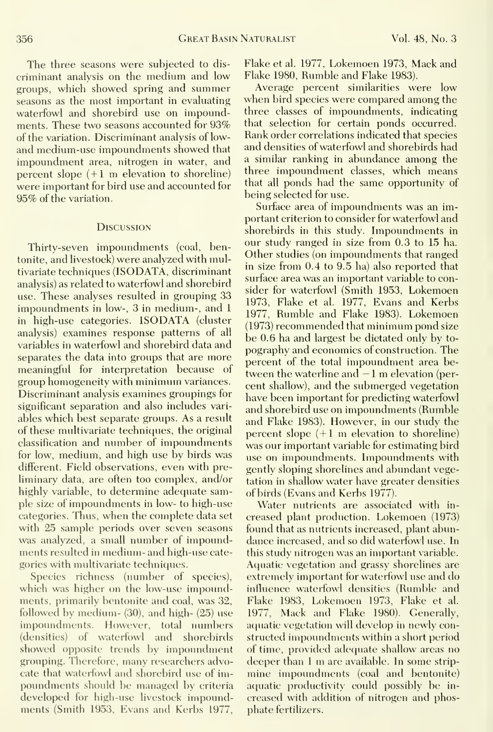The three seasons were subjected to discriminant analysis on the medium and low groups, which showed spring and summer seasons as the most important in evaluating waterfowl and shorebird use on impoundments. These two seasons accounted for 93% of the variation. Discriminant analysis of low- and medium-use impoundments showed that impoundment area, nitrogen in water, and percent slope (+1 m elevation to shoreline) were important for bird use and accounted for 95% of the variation.

## Discussion

Thirty-seven impoundments (coal, bentonite, and livestock) were analyzed with multivariate techniques (ISODATA, discriminant analysis) as related to waterfowl and shorebird use. These analyses resulted in grouping 33 impoundments in low-, 3 in medium-, and 1 in high-use categories. ISODATA (cluster analysis) examines response patterns of all variables in waterfowl and shorebird data and separates the data into groups that are more meaningful for interpretation because of group homogeneity with minimum variances. Discriminant analysis examines groupings for significant separation and also includes variables which best separate groups. As a result of these multivariate techniques, the original classification and number of impoundments for low, medium, and high use by birds was different. Field observations, even with preliminary data, are often too complex, and/or highly variable, to determine adequate sample size of impoundments in low- to high-use categories. Thus, when the complete data set with 25 sample periods over seven seasons was analyzed, a small number of impoundments resulted in medium- and high-use categories with multivariate techniques.

Species richness (number of species), which was higher on the low-use impoundments, primarily bentonite and coal, was 32, followed by medium- (30), and high- (25) use impoundments. However, total numbers (densities) of waterfowl and shorebirds showed opposite trends by impoundment grouping. Therefore, many researchers advocate that waterfowl and shorebird use of impoundments should be managed by criteria developed for high-use livestock impoundments (Smith 1953, Evans and Kerbs 1977, Flake et al. 1977, Lokemoen 1973, Mack and Flake 1980, Rumble and Flake 1983).

Average percent similarities were low when bird species were compared among the three classes of impoundments, indicating that selection for certain ponds occurred. Rank order correlations indicated that species and densities of waterfowl and shorebirds had a similar ranking in abundance among the three impoundment classes, which means that all ponds had the same opportunity of being selected for use.

Surface area of impoundments was an important criterion to consider for waterfowl and shorebirds in this study. Impoundments in our study ranged in size from 0.3 to 15 ha. Other studies (on impoundments that ranged in size from 0.4 to 9.5 ha) also reported that surface area was an important variable to consider for waterfowl (Smith 1953, Lokemoen 1973, Flake et al. 1977, Evans and Kerbs 1977, Rumble and Flake 1983). Lokemoen (1973) recommended that minimum pond size be 0.6 ha and largest be dictated only by topography and economics of construction. The percent of the total impoundment area between the waterline and −1 m elevation (percent shallow), and the submerged vegetation have been important for predicting waterfowl and shorebird use on impoundments (Rumble and Flake 1983). However, in our study the percent slope (+1 m elevation to shoreline) was our important variable for estimating bird use on impoundments. Impoundments with gently sloping shorelines and abundant vegetation in shallow water have greater densities of birds (Evans and Kerbs 1977).

Water nutrients are associated with increased plant production. Lokemoen (1973) found that as nutrients increased, plant abundance increased, and so did waterfowl use. In this study nitrogen was an important variable. Aquatic vegetation and grassy shorelines are extremely important for waterfowl use and do influence waterfowl densities (Rumble and Flake 1983, Lokemoen 1973, Flake et al. 1977, Mack and Flake 1980). Generally, aquatic vegetation will develop in newly constructed impoundments within a short period of time, provided adequate shallow areas no deeper than 1 m are available. In some strip-mine impoundments (coal and bentonite) aquatic productivity could possibly be increased with addition of nitrogen and phosphate fertilizers.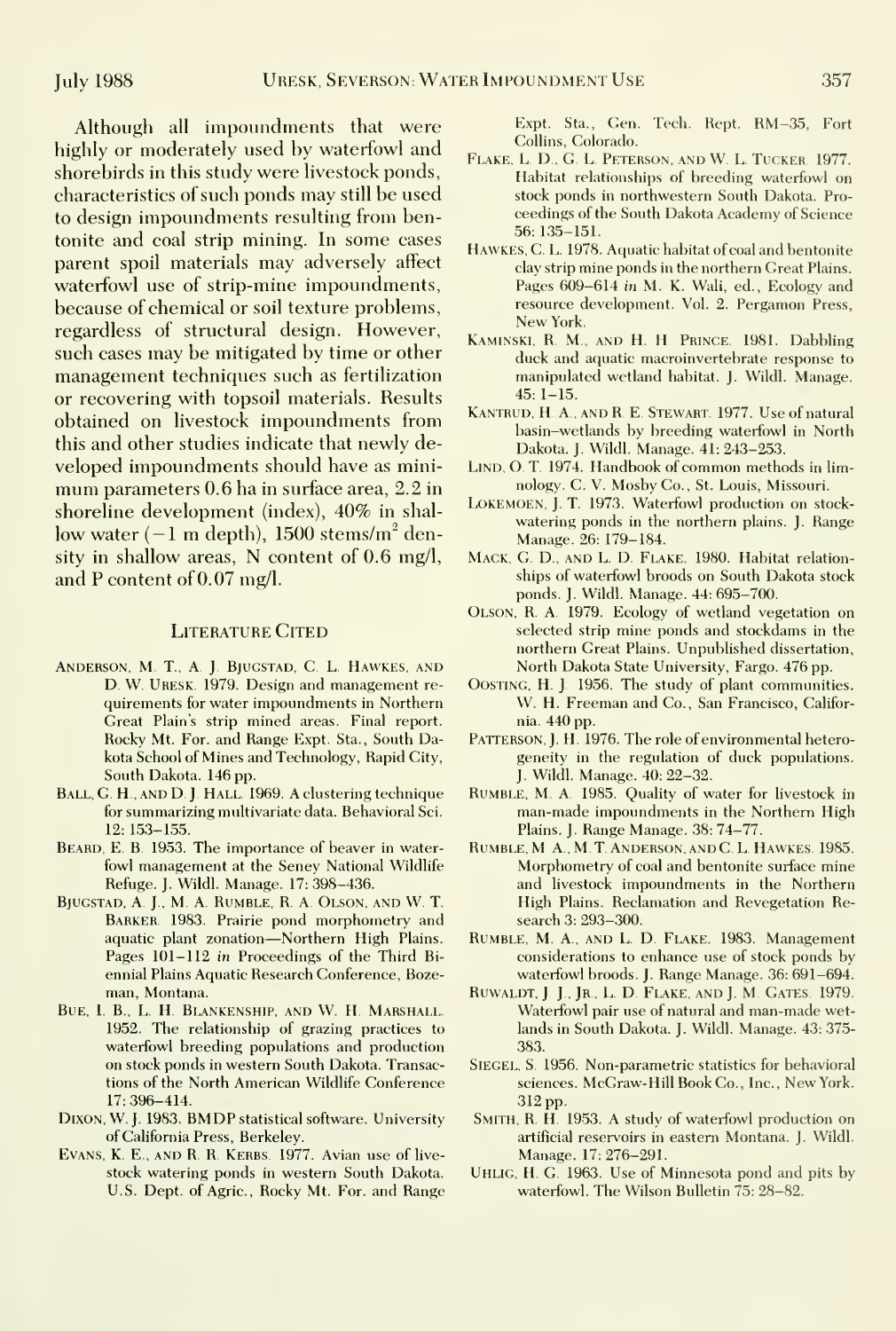Although all impoundments that were highly or moderately used by waterfowl and shorebirds in this study were livestock ponds, characteristics of such ponds may still be used to design impoundments resulting from bentonite and coal strip mining. In some cases parent spoil materials may adversely affect waterfowl use of strip-mine impoundments, because of chemical or soil texture problems, regardless of structural design. However, such cases may be mitigated by time or other management techniques such as fertilization or recovering with topsoil materials. Results obtained on livestock impoundments from this and other studies indicate that newly developed impoundments should have as minimum parameters 0.6 ha in surface area, 2.2 in shoreline development (index), 40% in shallow water ($-1$ m depth), 1500 stems/m$^2$ density in shallow areas, N content of 0.6 mg/l, and P content of 0.07 mg/l.

## Literature Cited

Anderson, M. T., A. J. Bjugstad, C. L. Hawkes, and D. W. Uresk. 1979. Design and management requirements for water impoundments in Northern Great Plain's strip mined areas. Final report. Rocky Mt. For. and Range Expt. Sta., South Dakota School of Mines and Technology, Rapid City, South Dakota. 146 pp.

Ball, G. H., and D. J. Hall. 1969. A clustering technique for summarizing multivariate data. Behavioral Sci. 12: 153–155.

Beard, E. B. 1953. The importance of beaver in waterfowl management at the Seney National Wildlife Refuge. J. Wildl. Manage. 17: 398–436.

Bjugstad, A. J., M. A. Rumble, R. A. Olson, and W. T. Barker. 1983. Prairie pond morphometry and aquatic plant zonation—Northern High Plains. Pages 101–112 *in* Proceedings of the Third Biennial Plains Aquatic Research Conference, Bozeman, Montana.

Bue, I. B., L. H. Blankenship, and W. H. Marshall. 1952. The relationship of grazing practices to waterfowl breeding populations and production on stock ponds in western South Dakota. Transactions of the North American Wildlife Conference 17: 396–414.

Dixon, W. J. 1983. BMDP statistical software. University of California Press, Berkeley.

Evans, K. E., and R. R. Kerbs. 1977. Avian use of livestock watering ponds in western South Dakota. U.S. Dept. of Agric., Rocky Mt. For. and Range Expt. Sta., Gen. Tech. Rept. RM–35, Fort Collins, Colorado.

Flake, L. D., G. L. Peterson, and W. L. Tucker. 1977. Habitat relationships of breeding waterfowl on stock ponds in northwestern South Dakota. Proceedings of the South Dakota Academy of Science 56: 135–151.

Hawkes, C. L. 1978. Aquatic habitat of coal and bentonite clay strip mine ponds in the northern Great Plains. Pages 609–614 *in* M. K. Wali, ed., Ecology and resource development. Vol. 2. Pergamon Press, New York.

Kaminski, R. M., and H. H. Prince. 1981. Dabbling duck and aquatic macroinvertebrate response to manipulated wetland habitat. J. Wildl. Manage. 45: 1–15.

Kantrud, H. A., and R. E. Stewart. 1977. Use of natural basin–wetlands by breeding waterfowl in North Dakota. J. Wildl. Manage. 41: 243–253.

Lind, O. T. 1974. Handbook of common methods in limnology. C. V. Mosby Co., St. Louis, Missouri.

Lokemoen, J. T. 1973. Waterfowl production on stock-watering ponds in the northern plains. J. Range Manage. 26: 179–184.

Mack, G. D., and L. D. Flake. 1980. Habitat relationships of waterfowl broods on South Dakota stock ponds. J. Wildl. Manage. 44: 695–700.

Olson, R. A. 1979. Ecology of wetland vegetation on selected strip mine ponds and stockdams in the northern Great Plains. Unpublished dissertation, North Dakota State University, Fargo. 476 pp.

Oosting, H. J. 1956. The study of plant communities. W. H. Freeman and Co., San Francisco, California. 440 pp.

Patterson, J. H. 1976. The role of environmental heterogeneity in the regulation of duck populations. J. Wildl. Manage. 40: 22–32.

Rumble, M. A. 1985. Quality of water for livestock in man-made impoundments in the Northern High Plains. J. Range Manage. 38: 74–77.

Rumble, M. A., M. T. Anderson, and C. L. Hawkes. 1985. Morphometry of coal and bentonite surface mine and livestock impoundments in the Northern High Plains. Reclamation and Revegetation Research 3: 293–300.

Rumble, M. A., and L. D. Flake. 1983. Management considerations to enhance use of stock ponds by waterfowl broods. J. Range Manage. 36: 691–694.

Ruwaldt, J. J., Jr., L. D. Flake, and J. M. Gates. 1979. Waterfowl pair use of natural and man-made wetlands in South Dakota. J. Wildl. Manage. 43: 375–383.

Siegel, S. 1956. Non-parametric statistics for behavioral sciences. McGraw-Hill Book Co., Inc., New York. 312 pp.

Smith, R. H. 1953. A study of waterfowl production on artificial reservoirs in eastern Montana. J. Wildl. Manage. 17: 276–291.

Uhlig, H. G. 1963. Use of Minnesota pond and pits by waterfowl. The Wilson Bulletin 75: 28–82.